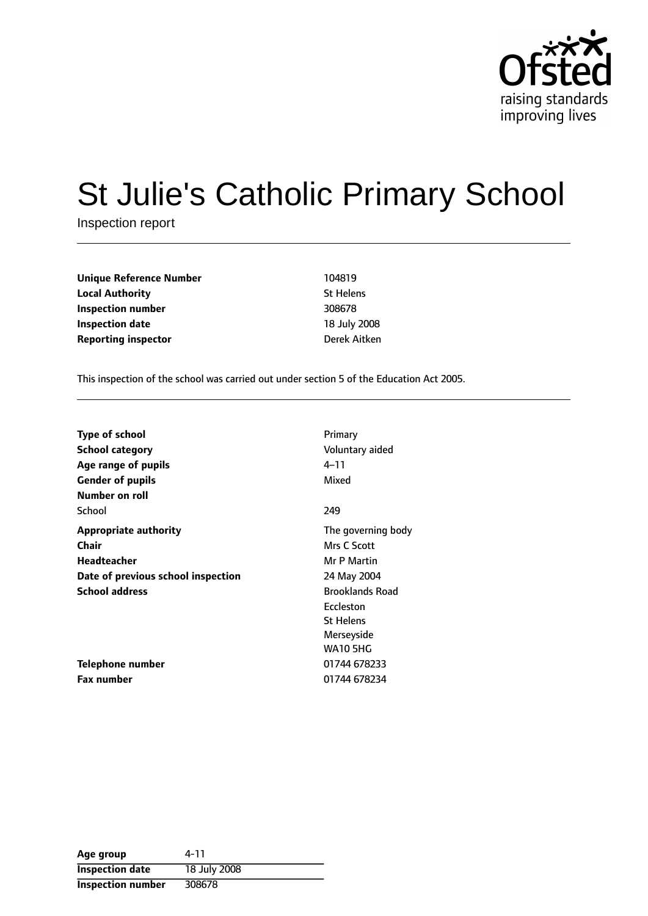# St Julie's Catholic Primary School

Inspection report

| | |
|---|---|
| **Unique Reference Number** | 104819 |
| **Local Authority** | St Helens |
| **Inspection number** | 308678 |
| **Inspection date** | 18 July 2008 |
| **Reporting inspector** | Derek Aitken |

This inspection of the school was carried out under section 5 of the Education Act 2005.

| | |
|---|---|
| **Type of school** | Primary |
| **School category** | Voluntary aided |
| **Age range of pupils** | 4–11 |
| **Gender of pupils** | Mixed |
| **Number on roll** | |
| School | 249 |
| **Appropriate authority** | The governing body |
| **Chair** | Mrs C Scott |
| **Headteacher** | Mr P Martin |
| **Date of previous school inspection** | 24 May 2004 |
| **School address** | Brooklands Road<br>Eccleston<br>St Helens<br>Merseyside<br>WA10 5HG |
| **Telephone number** | 01744 678233 |
| **Fax number** | 01744 678234 |

| **Age group** | 4-11 |
|---|---|
| **Inspection date** | 18 July 2008 |
| **Inspection number** | 308678 |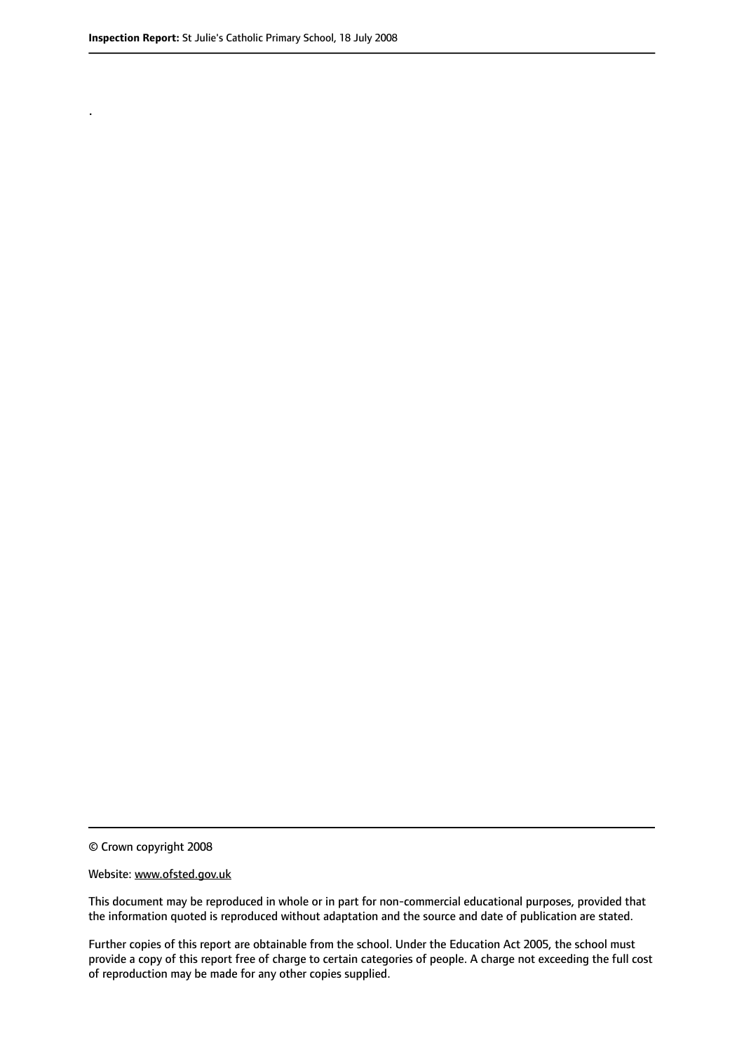.

© Crown copyright 2008

Website: www.ofsted.gov.uk

This document may be reproduced in whole or in part for non-commercial educational purposes, provided that the information quoted is reproduced without adaptation and the source and date of publication are stated.

Further copies of this report are obtainable from the school. Under the Education Act 2005, the school must provide a copy of this report free of charge to certain categories of people. A charge not exceeding the full cost of reproduction may be made for any other copies supplied.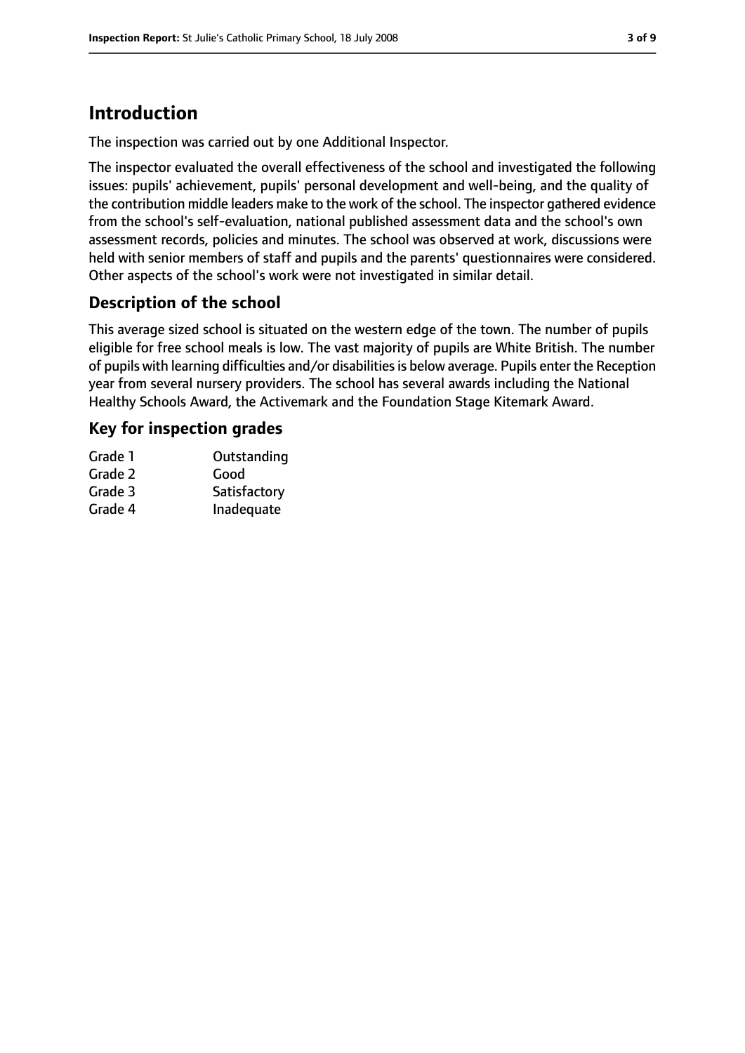# Introduction

The inspection was carried out by one Additional Inspector.

The inspector evaluated the overall effectiveness of the school and investigated the following issues: pupils' achievement, pupils' personal development and well-being, and the quality of the contribution middle leaders make to the work of the school. The inspector gathered evidence from the school's self-evaluation, national published assessment data and the school's own assessment records, policies and minutes. The school was observed at work, discussions were held with senior members of staff and pupils and the parents' questionnaires were considered. Other aspects of the school's work were not investigated in similar detail.

## Description of the school

This average sized school is situated on the western edge of the town. The number of pupils eligible for free school meals is low. The vast majority of pupils are White British. The number of pupils with learning difficulties and/or disabilities is below average. Pupils enter the Reception year from several nursery providers. The school has several awards including the National Healthy Schools Award, the Activemark and the Foundation Stage Kitemark Award.

## Key for inspection grades

| | |
|---|---|
| Grade 1 | Outstanding |
| Grade 2 | Good |
| Grade 3 | Satisfactory |
| Grade 4 | Inadequate |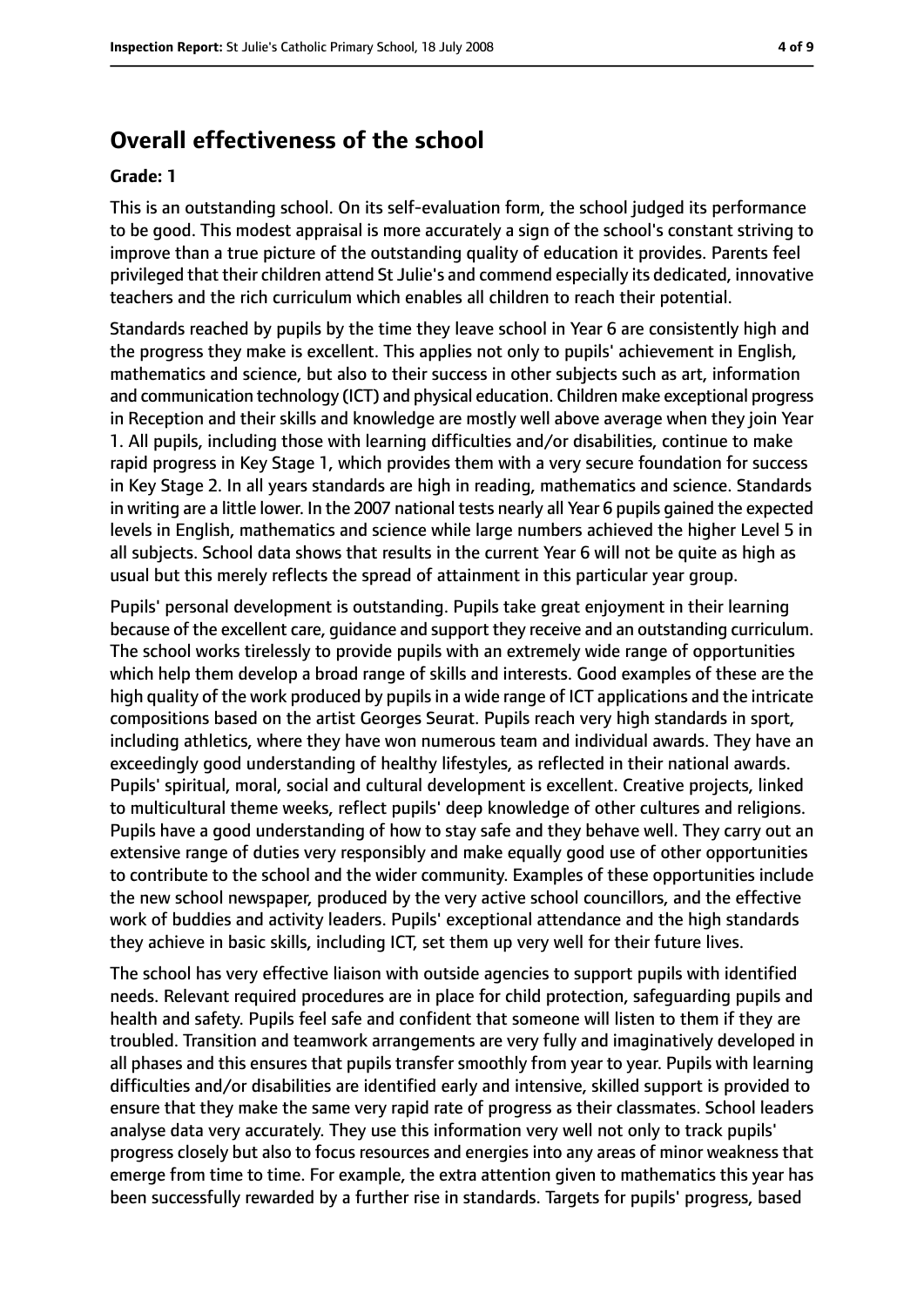## Overall effectiveness of the school

**Grade: 1**

This is an outstanding school. On its self-evaluation form, the school judged its performance to be good. This modest appraisal is more accurately a sign of the school's constant striving to improve than a true picture of the outstanding quality of education it provides. Parents feel privileged that their children attend St Julie's and commend especially its dedicated, innovative teachers and the rich curriculum which enables all children to reach their potential.

Standards reached by pupils by the time they leave school in Year 6 are consistently high and the progress they make is excellent. This applies not only to pupils' achievement in English, mathematics and science, but also to their success in other subjects such as art, information and communication technology (ICT) and physical education. Children make exceptional progress in Reception and their skills and knowledge are mostly well above average when they join Year 1. All pupils, including those with learning difficulties and/or disabilities, continue to make rapid progress in Key Stage 1, which provides them with a very secure foundation for success in Key Stage 2. In all years standards are high in reading, mathematics and science. Standards in writing are a little lower. In the 2007 national tests nearly all Year 6 pupils gained the expected levels in English, mathematics and science while large numbers achieved the higher Level 5 in all subjects. School data shows that results in the current Year 6 will not be quite as high as usual but this merely reflects the spread of attainment in this particular year group.

Pupils' personal development is outstanding. Pupils take great enjoyment in their learning because of the excellent care, guidance and support they receive and an outstanding curriculum. The school works tirelessly to provide pupils with an extremely wide range of opportunities which help them develop a broad range of skills and interests. Good examples of these are the high quality of the work produced by pupils in a wide range of ICT applications and the intricate compositions based on the artist Georges Seurat. Pupils reach very high standards in sport, including athletics, where they have won numerous team and individual awards. They have an exceedingly good understanding of healthy lifestyles, as reflected in their national awards. Pupils' spiritual, moral, social and cultural development is excellent. Creative projects, linked to multicultural theme weeks, reflect pupils' deep knowledge of other cultures and religions. Pupils have a good understanding of how to stay safe and they behave well. They carry out an extensive range of duties very responsibly and make equally good use of other opportunities to contribute to the school and the wider community. Examples of these opportunities include the new school newspaper, produced by the very active school councillors, and the effective work of buddies and activity leaders. Pupils' exceptional attendance and the high standards they achieve in basic skills, including ICT, set them up very well for their future lives.

The school has very effective liaison with outside agencies to support pupils with identified needs. Relevant required procedures are in place for child protection, safeguarding pupils and health and safety. Pupils feel safe and confident that someone will listen to them if they are troubled. Transition and teamwork arrangements are very fully and imaginatively developed in all phases and this ensures that pupils transfer smoothly from year to year. Pupils with learning difficulties and/or disabilities are identified early and intensive, skilled support is provided to ensure that they make the same very rapid rate of progress as their classmates. School leaders analyse data very accurately. They use this information very well not only to track pupils' progress closely but also to focus resources and energies into any areas of minor weakness that emerge from time to time. For example, the extra attention given to mathematics this year has been successfully rewarded by a further rise in standards. Targets for pupils' progress, based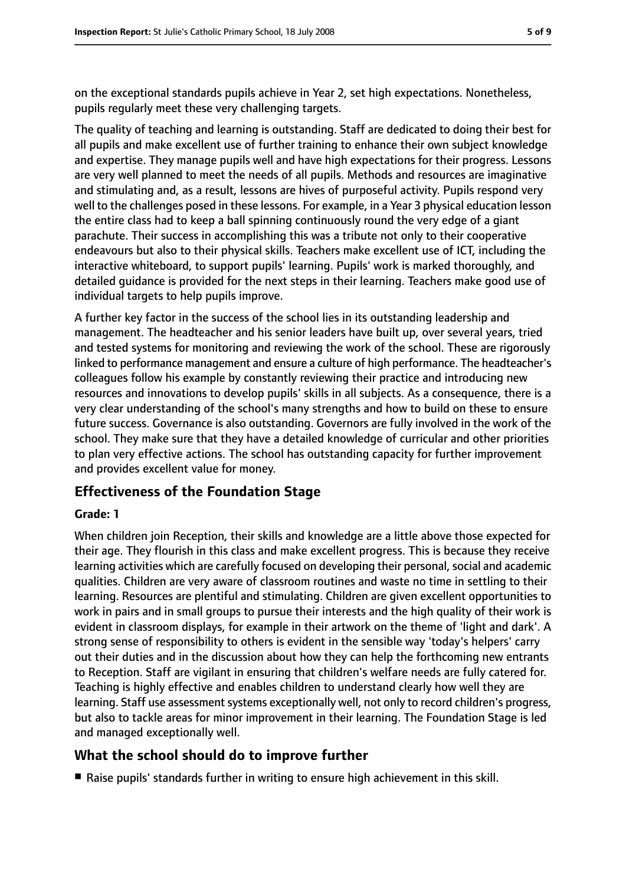on the exceptional standards pupils achieve in Year 2, set high expectations. Nonetheless, pupils regularly meet these very challenging targets.

The quality of teaching and learning is outstanding. Staff are dedicated to doing their best for all pupils and make excellent use of further training to enhance their own subject knowledge and expertise. They manage pupils well and have high expectations for their progress. Lessons are very well planned to meet the needs of all pupils. Methods and resources are imaginative and stimulating and, as a result, lessons are hives of purposeful activity. Pupils respond very well to the challenges posed in these lessons. For example, in a Year 3 physical education lesson the entire class had to keep a ball spinning continuously round the very edge of a giant parachute. Their success in accomplishing this was a tribute not only to their cooperative endeavours but also to their physical skills. Teachers make excellent use of ICT, including the interactive whiteboard, to support pupils' learning. Pupils' work is marked thoroughly, and detailed guidance is provided for the next steps in their learning. Teachers make good use of individual targets to help pupils improve.

A further key factor in the success of the school lies in its outstanding leadership and management. The headteacher and his senior leaders have built up, over several years, tried and tested systems for monitoring and reviewing the work of the school. These are rigorously linked to performance management and ensure a culture of high performance. The headteacher's colleagues follow his example by constantly reviewing their practice and introducing new resources and innovations to develop pupils' skills in all subjects. As a consequence, there is a very clear understanding of the school's many strengths and how to build on these to ensure future success. Governance is also outstanding. Governors are fully involved in the work of the school. They make sure that they have a detailed knowledge of curricular and other priorities to plan very effective actions. The school has outstanding capacity for further improvement and provides excellent value for money.

## Effectiveness of the Foundation Stage

**Grade: 1**

When children join Reception, their skills and knowledge are a little above those expected for their age. They flourish in this class and make excellent progress. This is because they receive learning activities which are carefully focused on developing their personal, social and academic qualities. Children are very aware of classroom routines and waste no time in settling to their learning. Resources are plentiful and stimulating. Children are given excellent opportunities to work in pairs and in small groups to pursue their interests and the high quality of their work is evident in classroom displays, for example in their artwork on the theme of 'light and dark'. A strong sense of responsibility to others is evident in the sensible way 'today's helpers' carry out their duties and in the discussion about how they can help the forthcoming new entrants to Reception. Staff are vigilant in ensuring that children's welfare needs are fully catered for. Teaching is highly effective and enables children to understand clearly how well they are learning. Staff use assessment systems exceptionally well, not only to record children's progress, but also to tackle areas for minor improvement in their learning. The Foundation Stage is led and managed exceptionally well.

## What the school should do to improve further

- Raise pupils' standards further in writing to ensure high achievement in this skill.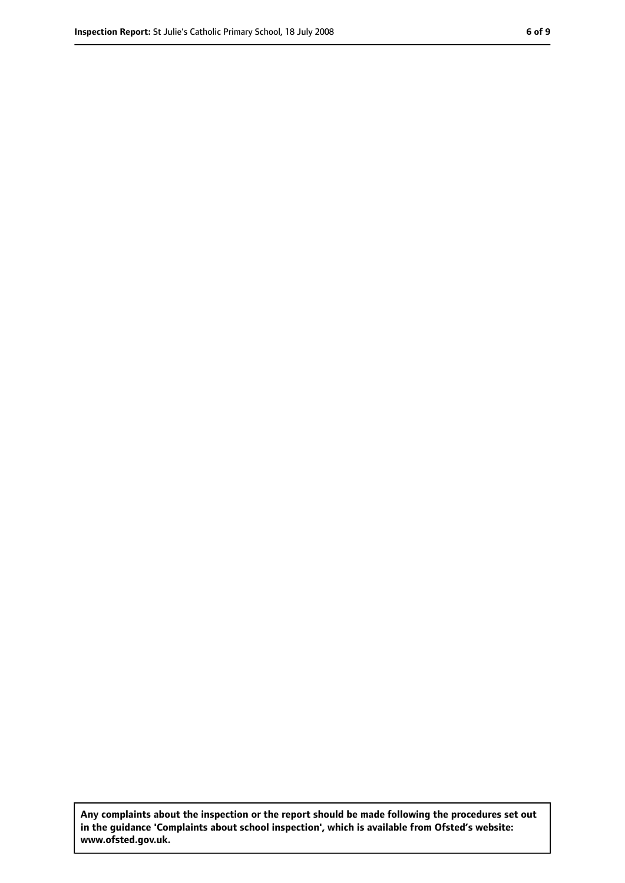**Any complaints about the inspection or the report should be made following the procedures set out in the guidance 'Complaints about school inspection', which is available from Ofsted's website: www.ofsted.gov.uk.**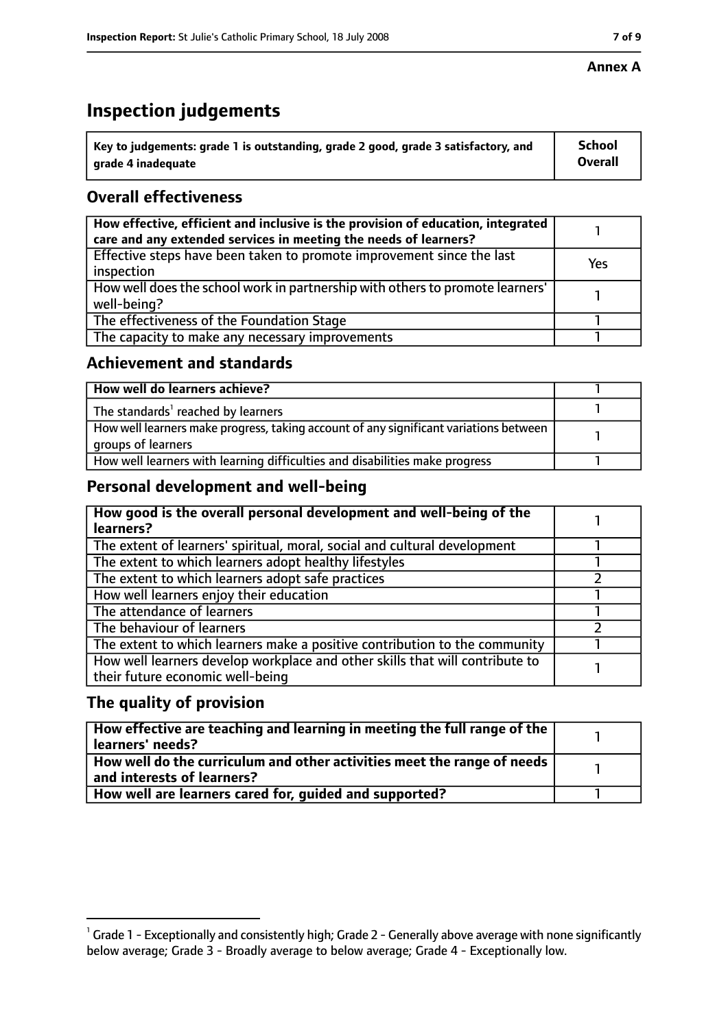**Annex A**

# Inspection judgements

| Key to judgements: grade 1 is outstanding, grade 2 good, grade 3 satisfactory, and grade 4 inadequate | School Overall |
|---|---|

## Overall effectiveness

| | |
|---|---|
| **How effective, efficient and inclusive is the provision of education, integrated care and any extended services in meeting the needs of learners?** | 1 |
| Effective steps have been taken to promote improvement since the last inspection | Yes |
| How well does the school work in partnership with others to promote learners' well-being? | 1 |
| The effectiveness of the Foundation Stage | 1 |
| The capacity to make any necessary improvements | 1 |

## Achievement and standards

| | |
|---|---|
| **How well do learners achieve?** | 1 |
| The standards[1] reached by learners | 1 |
| How well learners make progress, taking account of any significant variations between groups of learners | 1 |
| How well learners with learning difficulties and disabilities make progress | 1 |

## Personal development and well-being

| | |
|---|---|
| **How good is the overall personal development and well-being of the learners?** | 1 |
| The extent of learners' spiritual, moral, social and cultural development | 1 |
| The extent to which learners adopt healthy lifestyles | 1 |
| The extent to which learners adopt safe practices | 2 |
| How well learners enjoy their education | 1 |
| The attendance of learners | 1 |
| The behaviour of learners | 2 |
| The extent to which learners make a positive contribution to the community | 1 |
| How well learners develop workplace and other skills that will contribute to their future economic well-being | 1 |

## The quality of provision

| | |
|---|---|
| **How effective are teaching and learning in meeting the full range of the learners' needs?** | 1 |
| **How well do the curriculum and other activities meet the range of needs and interests of learners?** | 1 |
| **How well are learners cared for, guided and supported?** | 1 |

[1] Grade 1 - Exceptionally and consistently high; Grade 2 - Generally above average with none significantly below average; Grade 3 - Broadly average to below average; Grade 4 - Exceptionally low.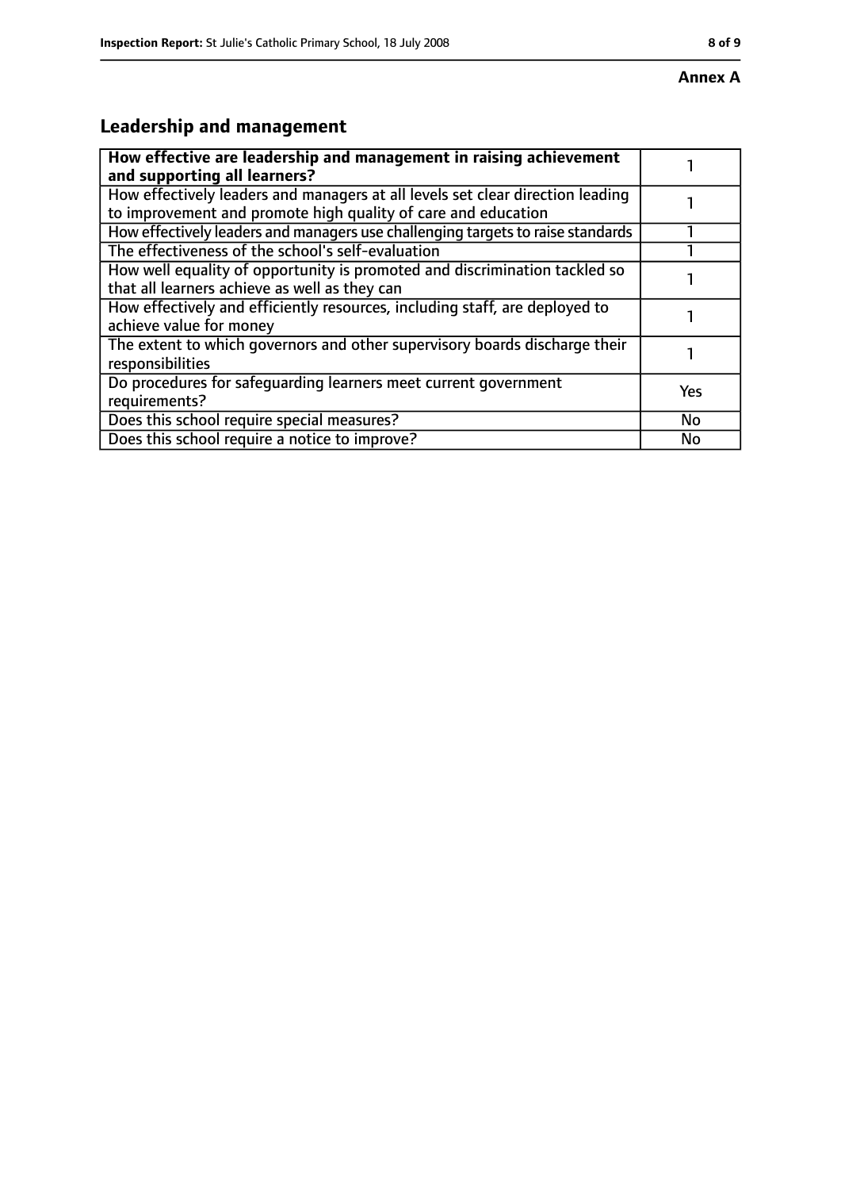**Annex A**

## Leadership and management

| How effective are leadership and management in raising achievement and supporting all learners? | 1 |
|---|---|
| How effectively leaders and managers at all levels set clear direction leading to improvement and promote high quality of care and education | 1 |
| How effectively leaders and managers use challenging targets to raise standards | 1 |
| The effectiveness of the school's self-evaluation | 1 |
| How well equality of opportunity is promoted and discrimination tackled so that all learners achieve as well as they can | 1 |
| How effectively and efficiently resources, including staff, are deployed to achieve value for money | 1 |
| The extent to which governors and other supervisory boards discharge their responsibilities | 1 |
| Do procedures for safeguarding learners meet current government requirements? | Yes |
| Does this school require special measures? | No |
| Does this school require a notice to improve? | No |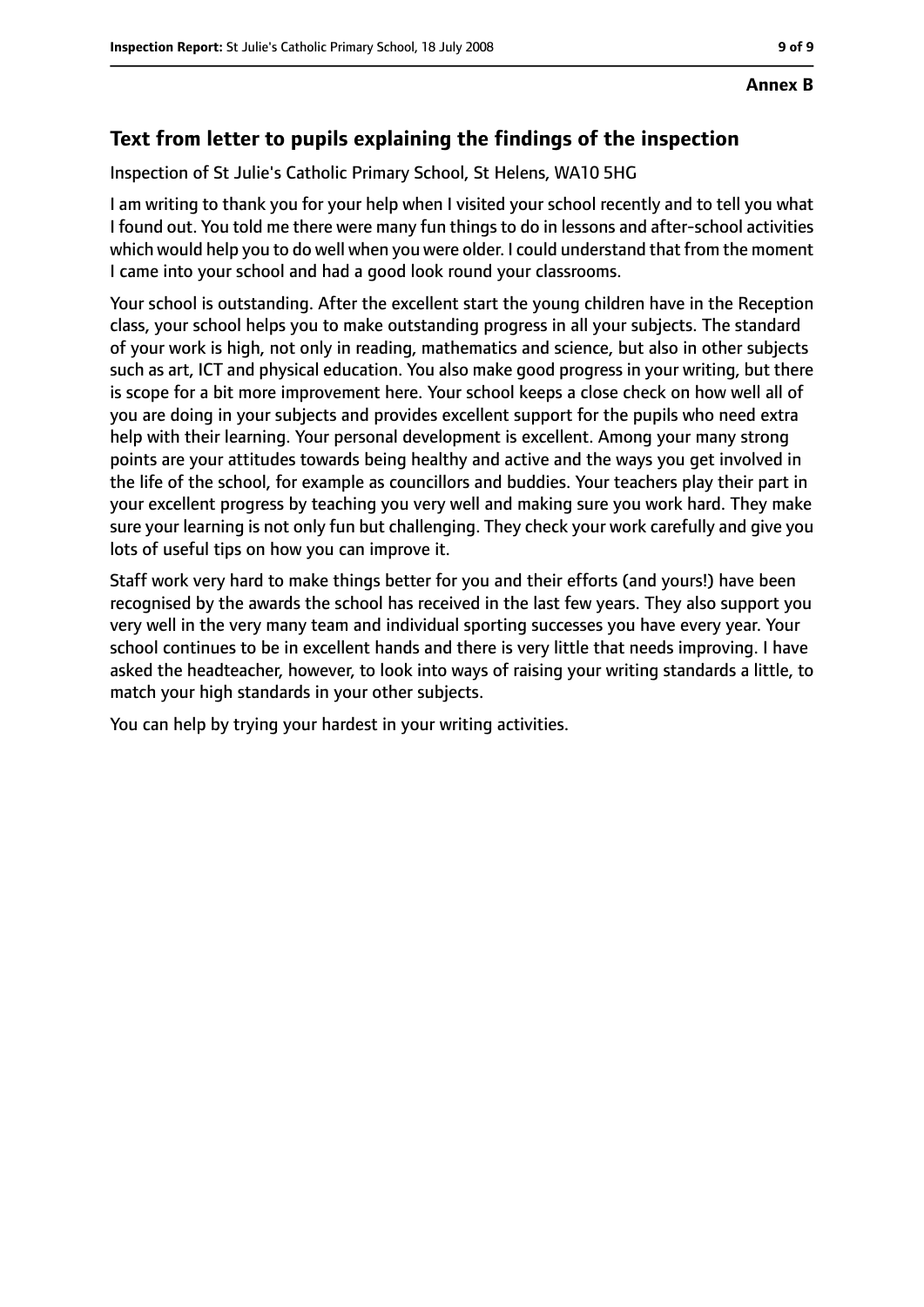**Annex B**

## Text from letter to pupils explaining the findings of the inspection

Inspection of St Julie's Catholic Primary School, St Helens, WA10 5HG

I am writing to thank you for your help when I visited your school recently and to tell you what I found out. You told me there were many fun things to do in lessons and after-school activities which would help you to do well when you were older. I could understand that from the moment I came into your school and had a good look round your classrooms.

Your school is outstanding. After the excellent start the young children have in the Reception class, your school helps you to make outstanding progress in all your subjects. The standard of your work is high, not only in reading, mathematics and science, but also in other subjects such as art, ICT and physical education. You also make good progress in your writing, but there is scope for a bit more improvement here. Your school keeps a close check on how well all of you are doing in your subjects and provides excellent support for the pupils who need extra help with their learning. Your personal development is excellent. Among your many strong points are your attitudes towards being healthy and active and the ways you get involved in the life of the school, for example as councillors and buddies. Your teachers play their part in your excellent progress by teaching you very well and making sure you work hard. They make sure your learning is not only fun but challenging. They check your work carefully and give you lots of useful tips on how you can improve it.

Staff work very hard to make things better for you and their efforts (and yours!) have been recognised by the awards the school has received in the last few years. They also support you very well in the very many team and individual sporting successes you have every year. Your school continues to be in excellent hands and there is very little that needs improving. I have asked the headteacher, however, to look into ways of raising your writing standards a little, to match your high standards in your other subjects.

You can help by trying your hardest in your writing activities.